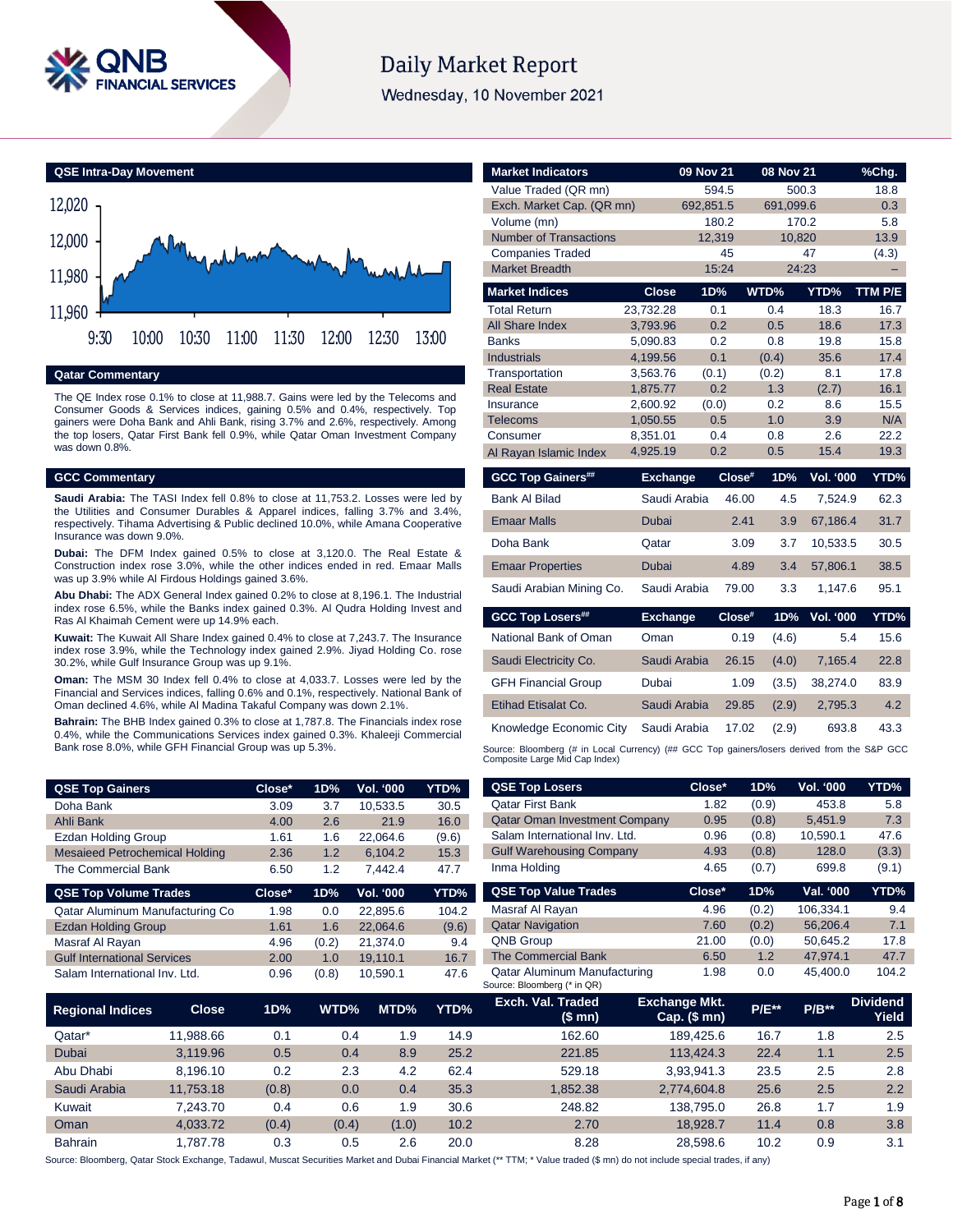# Daily Market Report

Wednesday, 10 November 2021

## QSE Intra-Day Movement

## Qatar Commentary

The QE Index rose 0.1% to close at 11,988.7. Gains were led by the Telecoms and Consumer Goods & Services indices, gaining 0.5% and 0.4%, respectively. Top gainers were Doha Bank and Ahli Bank, rising 3.7% and 2.6%, respectively. Among the top losers, Qatar First Bank fell 0.9%, while Qatar Oman Investment Company was down 0.8%.

## GCC Commentary

**Saudi Arabia:** The TASI Index fell 0.8% to close at 11,753.2. Losses were led by the Utilities and Consumer Durables & Apparel indices, falling 3.7% and 3.4%, respectively. Tihama Advertising & Public declined 10.0%, while Amana Cooperative Insurance was down 9.0%.

**Dubai:** The DFM Index gained 0.5% to close at 3,120.0. The Real Estate & Construction index rose 3.0%, while the other indices ended in red. Emaar Malls was up 3.9% while Al Firdous Holdings gained 3.6%.

**Abu Dhabi:** The ADX General Index gained 0.2% to close at 8,196.1. The Industrial index rose 6.5%, while the Banks index gained 0.3%. Al Qudra Holding Invest and Ras Al Khaimah Cement were up 14.9% each.

**Kuwait:** The Kuwait All Share Index gained 0.4% to close at 7,243.7. The Insurance index rose 3.9%, while the Technology index gained 2.9%. Jiyad Holding Co. rose 30.2%, while Gulf Insurance Group was up 9.1%.

**Oman:** The MSM 30 Index fell 0.4% to close at 4,033.7. Losses were led by the Financial and Services indices, falling 0.6% and 0.1%, respectively. National Bank of Oman declined 4.6%, while Al Madina Takaful Company was down 2.1%.

**Bahrain:** The BHB Index gained 0.3% to close at 1,787.8. The Financials index rose 0.4%, while the Communications Services index gained 0.3%. Khaleeji Commercial Bank rose 8.0%, while GFH Financial Group was up 5.3%.

| Market Indicators | 09 Nov 21 | 08 Nov 21 | %Chg. |
|---|---|---|---|
| Value Traded (QR mn) | 594.5 | 500.3 | 18.8 |
| Exch. Market Cap. (QR mn) | 692,851.5 | 691,099.6 | 0.3 |
| Volume (mn) | 180.2 | 170.2 | 5.8 |
| Number of Transactions | 12,319 | 10,820 | 13.9 |
| Companies Traded | 45 | 47 | (4.3) |
| Market Breadth | 15:24 | 24:23 | – |

| Market Indices | Close | 1D% | WTD% | YTD% | TTM P/E |
|---|---|---|---|---|---|
| Total Return | 23,732.28 | 0.1 | 0.4 | 18.3 | 16.7 |
| All Share Index | 3,793.96 | 0.2 | 0.5 | 18.6 | 17.3 |
| Banks | 5,090.83 | 0.2 | 0.8 | 19.8 | 15.8 |
| Industrials | 4,199.56 | 0.1 | (0.4) | 35.6 | 17.4 |
| Transportation | 3,563.76 | (0.1) | (0.2) | 8.1 | 17.8 |
| Real Estate | 1,875.77 | 0.2 | 1.3 | (2.7) | 16.1 |
| Insurance | 2,600.92 | (0.0) | 0.2 | 8.6 | 15.5 |
| Telecoms | 1,050.55 | 0.5 | 1.0 | 3.9 | N/A |
| Consumer | 8,351.01 | 0.4 | 0.8 | 2.6 | 22.2 |
| Al Rayan Islamic Index | 4,925.19 | 0.2 | 0.5 | 15.4 | 19.3 |

| GCC Top Gainers## | Exchange | Close# | 1D% | Vol. '000 | YTD% |
|---|---|---|---|---|---|
| Bank Al Bilad | Saudi Arabia | 46.00 | 4.5 | 7,524.9 | 62.3 |
| Emaar Malls | Dubai | 2.41 | 3.9 | 67,186.4 | 31.7 |
| Doha Bank | Qatar | 3.09 | 3.7 | 10,533.5 | 30.5 |
| Emaar Properties | Dubai | 4.89 | 3.4 | 57,806.1 | 38.5 |
| Saudi Arabian Mining Co. | Saudi Arabia | 79.00 | 3.3 | 1,147.6 | 95.1 |

| GCC Top Losers## | Exchange | Close# | 1D% | Vol. '000 | YTD% |
|---|---|---|---|---|---|
| National Bank of Oman | Oman | 0.19 | (4.6) | 5.4 | 15.6 |
| Saudi Electricity Co. | Saudi Arabia | 26.15 | (4.0) | 7,165.4 | 22.8 |
| GFH Financial Group | Dubai | 1.09 | (3.5) | 38,274.0 | 83.9 |
| Etihad Etisalat Co. | Saudi Arabia | 29.85 | (2.9) | 2,795.3 | 4.2 |
| Knowledge Economic City | Saudi Arabia | 17.02 | (2.9) | 693.8 | 43.3 |

Source: Bloomberg (# in Local Currency) (## GCC Top gainers/losers derived from the S&P GCC Composite Large Mid Cap Index)

| QSE Top Gainers | Close* | 1D% | Vol. '000 | YTD% |
|---|---|---|---|---|
| Doha Bank | 3.09 | 3.7 | 10,533.5 | 30.5 |
| Ahli Bank | 4.00 | 2.6 | 21.9 | 16.0 |
| Ezdan Holding Group | 1.61 | 1.6 | 22,064.6 | (9.6) |
| Mesaieed Petrochemical Holding | 2.36 | 1.2 | 6,104.2 | 15.3 |
| The Commercial Bank | 6.50 | 1.2 | 7,442.4 | 47.7 |

| QSE Top Volume Trades | Close* | 1D% | Vol. '000 | YTD% |
|---|---|---|---|---|
| Qatar Aluminum Manufacturing Co | 1.98 | 0.0 | 22,895.6 | 104.2 |
| Ezdan Holding Group | 1.61 | 1.6 | 22,064.6 | (9.6) |
| Masraf Al Rayan | 4.96 | (0.2) | 21,374.0 | 9.4 |
| Gulf International Services | 2.00 | 1.0 | 19,110.1 | 16.7 |
| Salam International Inv. Ltd. | 0.96 | (0.8) | 10,590.1 | 47.6 |

| QSE Top Losers | Close* | 1D% | Vol. '000 | YTD% |
|---|---|---|---|---|
| Qatar First Bank | 1.82 | (0.9) | 453.8 | 5.8 |
| Qatar Oman Investment Company | 0.95 | (0.8) | 5,451.9 | 7.3 |
| Salam International Inv. Ltd. | 0.96 | (0.8) | 10,590.1 | 47.6 |
| Gulf Warehousing Company | 4.93 | (0.8) | 128.0 | (3.3) |
| Inma Holding | 4.65 | (0.7) | 699.8 | (9.1) |

| QSE Top Value Trades | Close* | 1D% | Val. '000 | YTD% |
|---|---|---|---|---|
| Masraf Al Rayan | 4.96 | (0.2) | 106,334.1 | 9.4 |
| Qatar Navigation | 7.60 | (0.2) | 56,206.4 | 7.1 |
| QNB Group | 21.00 | (0.0) | 50,645.2 | 17.8 |
| The Commercial Bank | 6.50 | 1.2 | 47,974.1 | 47.7 |
| Qatar Aluminum Manufacturing | 1.98 | 0.0 | 45,400.0 | 104.2 |

Source: Bloomberg (* in QR)

| Regional Indices | Close | 1D% | WTD% | MTD% | YTD% | Exch. Val. Traded ($ mn) | Exchange Mkt. Cap. ($ mn) | P/E** | P/B** | Dividend Yield |
|---|---|---|---|---|---|---|---|---|---|---|
| Qatar* | 11,988.66 | 0.1 | 0.4 | 1.9 | 14.9 | 162.60 | 189,425.6 | 16.7 | 1.8 | 2.5 |
| Dubai | 3,119.96 | 0.5 | 0.4 | 8.9 | 25.2 | 221.85 | 113,424.3 | 22.4 | 1.1 | 2.5 |
| Abu Dhabi | 8,196.10 | 0.2 | 2.3 | 4.2 | 62.4 | 529.18 | 3,93,941.3 | 23.5 | 2.5 | 2.8 |
| Saudi Arabia | 11,753.18 | (0.8) | 0.0 | 0.4 | 35.3 | 1,852.38 | 2,774,604.8 | 25.6 | 2.5 | 2.2 |
| Kuwait | 7,243.70 | 0.4 | 0.6 | 1.9 | 30.6 | 248.82 | 138,795.0 | 26.8 | 1.7 | 1.9 |
| Oman | 4,033.72 | (0.4) | (0.4) | (1.0) | 10.2 | 2.70 | 18,928.7 | 11.4 | 0.8 | 3.8 |
| Bahrain | 1,787.78 | 0.3 | 0.5 | 2.6 | 20.0 | 8.28 | 28,598.6 | 10.2 | 0.9 | 3.1 |

Source: Bloomberg, Qatar Stock Exchange, Tadawul, Muscat Securities Market and Dubai Financial Market (** TTM; * Value traded ($ mn) do not include special trades, if any)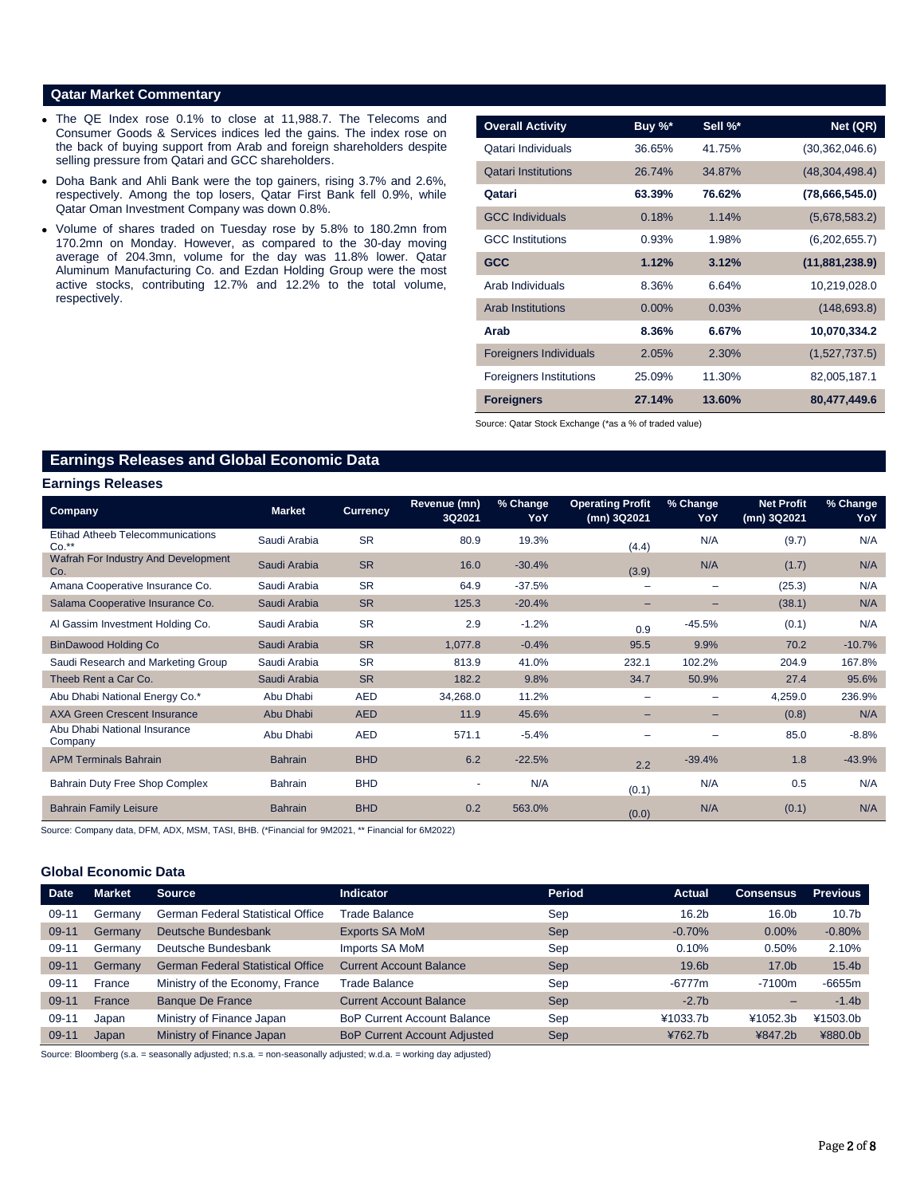## Qatar Market Commentary

- The QE Index rose 0.1% to close at 11,988.7. The Telecoms and Consumer Goods & Services indices led the gains. The index rose on the back of buying support from Arab and foreign shareholders despite selling pressure from Qatari and GCC shareholders.
- Doha Bank and Ahli Bank were the top gainers, rising 3.7% and 2.6%, respectively. Among the top losers, Qatar First Bank fell 0.9%, while Qatar Oman Investment Company was down 0.8%.
- Volume of shares traded on Tuesday rose by 5.8% to 180.2mn from 170.2mn on Monday. However, as compared to the 30-day moving average of 204.3mn, volume for the day was 11.8% lower. Qatar Aluminum Manufacturing Co. and Ezdan Holding Group were the most active stocks, contributing 12.7% and 12.2% to the total volume, respectively.

| Overall Activity | Buy %* | Sell %* | Net (QR) |
|---|---|---|---|
| Qatari Individuals | 36.65% | 41.75% | (30,362,046.6) |
| Qatari Institutions | 26.74% | 34.87% | (48,304,498.4) |
| **Qatari** | **63.39%** | **76.62%** | **(78,666,545.0)** |
| GCC Individuals | 0.18% | 1.14% | (5,678,583.2) |
| GCC Institutions | 0.93% | 1.98% | (6,202,655.7) |
| **GCC** | **1.12%** | **3.12%** | **(11,881,238.9)** |
| Arab Individuals | 8.36% | 6.64% | 10,219,028.0 |
| Arab Institutions | 0.00% | 0.03% | (148,693.8) |
| **Arab** | **8.36%** | **6.67%** | **10,070,334.2** |
| Foreigners Individuals | 2.05% | 2.30% | (1,527,737.5) |
| Foreigners Institutions | 25.09% | 11.30% | 82,005,187.1 |
| **Foreigners** | **27.14%** | **13.60%** | **80,477,449.6** |

Source: Qatar Stock Exchange (*as a % of traded value)

## Earnings Releases and Global Economic Data

### Earnings Releases

| Company | Market | Currency | Revenue (mn) 3Q2021 | % Change YoY | Operating Profit (mn) 3Q2021 | % Change YoY | Net Profit (mn) 3Q2021 | % Change YoY |
|---|---|---|---|---|---|---|---|---|
| Etihad Atheeb Telecommunications Co.** | Saudi Arabia | SR | 80.9 | 19.3% | (4.4) | N/A | (9.7) | N/A |
| Wafrah For Industry And Development Co. | Saudi Arabia | SR | 16.0 | -30.4% | (3.9) | N/A | (1.7) | N/A |
| Amana Cooperative Insurance Co. | Saudi Arabia | SR | 64.9 | -37.5% | – | – | (25.3) | N/A |
| Salama Cooperative Insurance Co. | Saudi Arabia | SR | 125.3 | -20.4% | – | – | (38.1) | N/A |
| Al Gassim Investment Holding Co. | Saudi Arabia | SR | 2.9 | -1.2% | 0.9 | -45.5% | (0.1) | N/A |
| BinDawood Holding Co | Saudi Arabia | SR | 1,077.8 | -0.4% | 95.5 | 9.9% | 70.2 | -10.7% |
| Saudi Research and Marketing Group | Saudi Arabia | SR | 813.9 | 41.0% | 232.1 | 102.2% | 204.9 | 167.8% |
| Theeb Rent a Car Co. | Saudi Arabia | SR | 182.2 | 9.8% | 34.7 | 50.9% | 27.4 | 95.6% |
| Abu Dhabi National Energy Co.* | Abu Dhabi | AED | 34,268.0 | 11.2% | – | – | 4,259.0 | 236.9% |
| AXA Green Crescent Insurance | Abu Dhabi | AED | 11.9 | 45.6% | – | – | (0.8) | N/A |
| Abu Dhabi National Insurance Company | Abu Dhabi | AED | 571.1 | -5.4% | – | – | 85.0 | -8.8% |
| APM Terminals Bahrain | Bahrain | BHD | 6.2 | -22.5% | 2.2 | -39.4% | 1.8 | -43.9% |
| Bahrain Duty Free Shop Complex | Bahrain | BHD | - | N/A | (0.1) | N/A | 0.5 | N/A |
| Bahrain Family Leisure | Bahrain | BHD | 0.2 | 563.0% | (0.0) | N/A | (0.1) | N/A |

Source: Company data, DFM, ADX, MSM, TASI, BHB. (*Financial for 9M2021, ** Financial for 6M2022)

### Global Economic Data

| Date | Market | Source | Indicator | Period | Actual | Consensus | Previous |
|---|---|---|---|---|---|---|---|
| 09-11 | Germany | German Federal Statistical Office | Trade Balance | Sep | 16.2b | 16.0b | 10.7b |
| 09-11 | Germany | Deutsche Bundesbank | Exports SA MoM | Sep | -0.70% | 0.00% | -0.80% |
| 09-11 | Germany | Deutsche Bundesbank | Imports SA MoM | Sep | 0.10% | 0.50% | 2.10% |
| 09-11 | Germany | German Federal Statistical Office | Current Account Balance | Sep | 19.6b | 17.0b | 15.4b |
| 09-11 | France | Ministry of the Economy, France | Trade Balance | Sep | -6777m | -7100m | -6655m |
| 09-11 | France | Banque De France | Current Account Balance | Sep | -2.7b | – | -1.4b |
| 09-11 | Japan | Ministry of Finance Japan | BoP Current Account Balance | Sep | ¥1033.7b | ¥1052.3b | ¥1503.0b |
| 09-11 | Japan | Ministry of Finance Japan | BoP Current Account Adjusted | Sep | ¥762.7b | ¥847.2b | ¥880.0b |

Source: Bloomberg (s.a. = seasonally adjusted; n.s.a. = non-seasonally adjusted; w.d.a. = working day adjusted)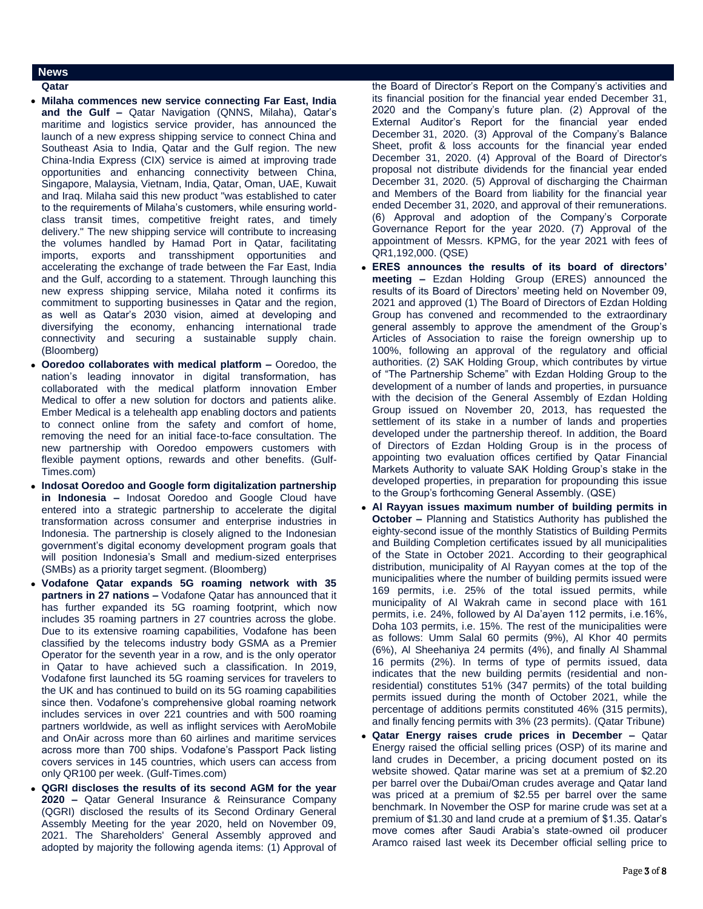## News

### Qatar

- **Milaha commences new service connecting Far East, India and the Gulf –** Qatar Navigation (QNNS, Milaha), Qatar's maritime and logistics service provider, has announced the launch of a new express shipping service to connect China and Southeast Asia to India, Qatar and the Gulf region. The new China-India Express (CIX) service is aimed at improving trade opportunities and enhancing connectivity between China, Singapore, Malaysia, Vietnam, India, Qatar, Oman, UAE, Kuwait and Iraq. Milaha said this new product "was established to cater to the requirements of Milaha's customers, while ensuring world-class transit times, competitive freight rates, and timely delivery." The new shipping service will contribute to increasing the volumes handled by Hamad Port in Qatar, facilitating imports, exports and transshipment opportunities and accelerating the exchange of trade between the Far East, India and the Gulf, according to a statement. Through launching this new express shipping service, Milaha noted it confirms its commitment to supporting businesses in Qatar and the region, as well as Qatar's 2030 vision, aimed at developing and diversifying the economy, enhancing international trade connectivity and securing a sustainable supply chain. (Bloomberg)
- **Ooredoo collaborates with medical platform –** Ooredoo, the nation's leading innovator in digital transformation, has collaborated with the medical platform innovation Ember Medical to offer a new solution for doctors and patients alike. Ember Medical is a telehealth app enabling doctors and patients to connect online from the safety and comfort of home, removing the need for an initial face-to-face consultation. The new partnership with Ooredoo empowers customers with flexible payment options, rewards and other benefits. (Gulf-Times.com)
- **Indosat Ooredoo and Google form digitalization partnership in Indonesia –** Indosat Ooredoo and Google Cloud have entered into a strategic partnership to accelerate the digital transformation across consumer and enterprise industries in Indonesia. The partnership is closely aligned to the Indonesian government's digital economy development program goals that will position Indonesia's Small and medium-sized enterprises (SMBs) as a priority target segment. (Bloomberg)
- **Vodafone Qatar expands 5G roaming network with 35 partners in 27 nations –** Vodafone Qatar has announced that it has further expanded its 5G roaming footprint, which now includes 35 roaming partners in 27 countries across the globe. Due to its extensive roaming capabilities, Vodafone has been classified by the telecoms industry body GSMA as a Premier Operator for the seventh year in a row, and is the only operator in Qatar to have achieved such a classification. In 2019, Vodafone first launched its 5G roaming services for travelers to the UK and has continued to build on its 5G roaming capabilities since then. Vodafone's comprehensive global roaming network includes services in over 221 countries and with 500 roaming partners worldwide, as well as inflight services with AeroMobile and OnAir across more than 60 airlines and maritime services across more than 700 ships. Vodafone's Passport Pack listing covers services in 145 countries, which users can access from only QR100 per week. (Gulf-Times.com)
- **QGRI discloses the results of its second AGM for the year 2020 –** Qatar General Insurance & Reinsurance Company (QGRI) disclosed the results of its Second Ordinary General Assembly Meeting for the year 2020, held on November 09, 2021. The Shareholders' General Assembly approved and adopted by majority the following agenda items: (1) Approval of the Board of Director's Report on the Company's activities and its financial position for the financial year ended December 31, 2020 and the Company's future plan. (2) Approval of the External Auditor's Report for the financial year ended December 31, 2020. (3) Approval of the Company's Balance Sheet, profit & loss accounts for the financial year ended December 31, 2020. (4) Approval of the Board of Director's proposal not distribute dividends for the financial year ended December 31, 2020. (5) Approval of discharging the Chairman and Members of the Board from liability for the financial year ended December 31, 2020, and approval of their remunerations. (6) Approval and adoption of the Company's Corporate Governance Report for the year 2020. (7) Approval of the appointment of Messrs. KPMG, for the year 2021 with fees of QR1,192,000. (QSE)
- **ERES announces the results of its board of directors' meeting –** Ezdan Holding Group (ERES) announced the results of its Board of Directors' meeting held on November 09, 2021 and approved (1) The Board of Directors of Ezdan Holding Group has convened and recommended to the extraordinary general assembly to approve the amendment of the Group's Articles of Association to raise the foreign ownership up to 100%, following an approval of the regulatory and official authorities. (2) SAK Holding Group, which contributes by virtue of "The Partnership Scheme" with Ezdan Holding Group to the development of a number of lands and properties, in pursuance with the decision of the General Assembly of Ezdan Holding Group issued on November 20, 2013, has requested the settlement of its stake in a number of lands and properties developed under the partnership thereof. In addition, the Board of Directors of Ezdan Holding Group is in the process of appointing two evaluation offices certified by Qatar Financial Markets Authority to valuate SAK Holding Group's stake in the developed properties, in preparation for propounding this issue to the Group's forthcoming General Assembly. (QSE)
- **Al Rayyan issues maximum number of building permits in October –** Planning and Statistics Authority has published the eighty-second issue of the monthly Statistics of Building Permits and Building Completion certificates issued by all municipalities of the State in October 2021. According to their geographical distribution, municipality of Al Rayyan comes at the top of the municipalities where the number of building permits issued were 169 permits, i.e. 25% of the total issued permits, while municipality of Al Wakrah came in second place with 161 permits, i.e. 24%, followed by Al Da'ayen 112 permits, i.e.16%, Doha 103 permits, i.e. 15%. The rest of the municipalities were as follows: Umm Salal 60 permits (9%), Al Khor 40 permits (6%), Al Sheehaniya 24 permits (4%), and finally Al Shammal 16 permits (2%). In terms of type of permits issued, data indicates that the new building permits (residential and non-residential) constitutes 51% (347 permits) of the total building permits issued during the month of October 2021, while the percentage of additions permits constituted 46% (315 permits), and finally fencing permits with 3% (23 permits). (Qatar Tribune)
- **Qatar Energy raises crude prices in December –** Qatar Energy raised the official selling prices (OSP) of its marine and land crudes in December, a pricing document posted on its website showed. Qatar marine was set at a premium of $2.20 per barrel over the Dubai/Oman crudes average and Qatar land was priced at a premium of $2.55 per barrel over the same benchmark. In November the OSP for marine crude was set at a premium of $1.30 and land crude at a premium of $1.35. Qatar's move comes after Saudi Arabia's state-owned oil producer Aramco raised last week its December official selling price to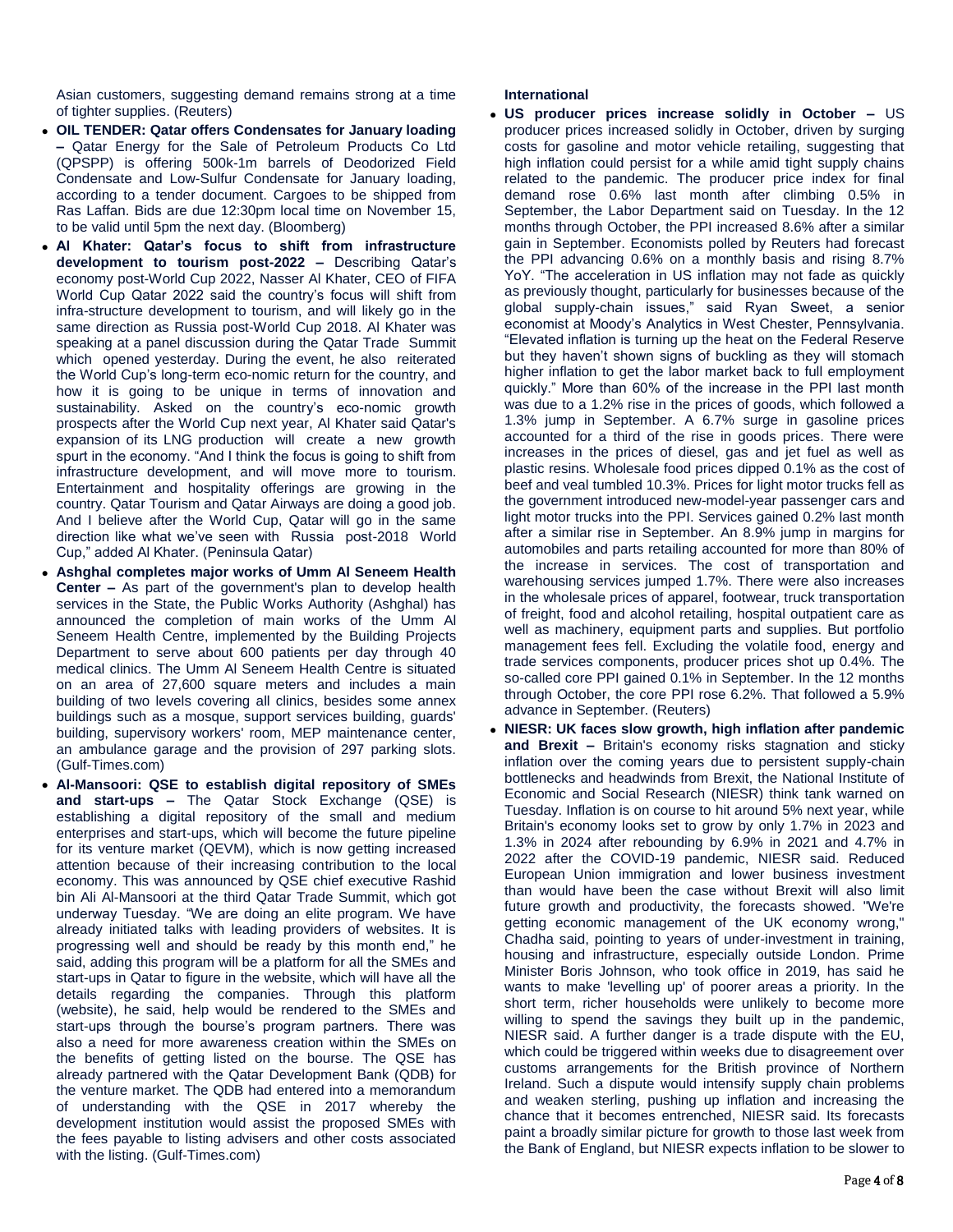Asian customers, suggesting demand remains strong at a time of tighter supplies. (Reuters)

- **OIL TENDER: Qatar offers Condensates for January loading –** Qatar Energy for the Sale of Petroleum Products Co Ltd (QPSPP) is offering 500k-1m barrels of Deodorized Field Condensate and Low-Sulfur Condensate for January loading, according to a tender document. Cargoes to be shipped from Ras Laffan. Bids are due 12:30pm local time on November 15, to be valid until 5pm the next day. (Bloomberg)
- **Al Khater: Qatar's focus to shift from infrastructure development to tourism post-2022 –** Describing Qatar's economy post-World Cup 2022, Nasser Al Khater, CEO of FIFA World Cup Qatar 2022 said the country's focus will shift from infra-structure development to tourism, and will likely go in the same direction as Russia post-World Cup 2018. Al Khater was speaking at a panel discussion during the Qatar Trade Summit which opened yesterday. During the event, he also reiterated the World Cup's long-term eco-nomic return for the country, and how it is going to be unique in terms of innovation and sustainability. Asked on the country's eco-nomic growth prospects after the World Cup next year, Al Khater said Qatar's expansion of its LNG production will create a new growth spurt in the economy. "And I think the focus is going to shift from infrastructure development, and will move more to tourism. Entertainment and hospitality offerings are growing in the country. Qatar Tourism and Qatar Airways are doing a good job. And I believe after the World Cup, Qatar will go in the same direction like what we've seen with Russia post-2018 World Cup," added Al Khater. (Peninsula Qatar)
- **Ashghal completes major works of Umm Al Seneem Health Center –** As part of the government's plan to develop health services in the State, the Public Works Authority (Ashghal) has announced the completion of main works of the Umm Al Seneem Health Centre, implemented by the Building Projects Department to serve about 600 patients per day through 40 medical clinics. The Umm Al Seneem Health Centre is situated on an area of 27,600 square meters and includes a main building of two levels covering all clinics, besides some annex buildings such as a mosque, support services building, guards' building, supervisory workers' room, MEP maintenance center, an ambulance garage and the provision of 297 parking slots. (Gulf-Times.com)
- **Al-Mansoori: QSE to establish digital repository of SMEs and start-ups –** The Qatar Stock Exchange (QSE) is establishing a digital repository of the small and medium enterprises and start-ups, which will become the future pipeline for its venture market (QEVM), which is now getting increased attention because of their increasing contribution to the local economy. This was announced by QSE chief executive Rashid bin Ali Al-Mansoori at the third Qatar Trade Summit, which got underway Tuesday. "We are doing an elite program. We have already initiated talks with leading providers of websites. It is progressing well and should be ready by this month end," he said, adding this program will be a platform for all the SMEs and start-ups in Qatar to figure in the website, which will have all the details regarding the companies. Through this platform (website), he said, help would be rendered to the SMEs and start-ups through the bourse's program partners. There was also a need for more awareness creation within the SMEs on the benefits of getting listed on the bourse. The QSE has already partnered with the Qatar Development Bank (QDB) for the venture market. The QDB had entered into a memorandum of understanding with the QSE in 2017 whereby the development institution would assist the proposed SMEs with the fees payable to listing advisers and other costs associated with the listing. (Gulf-Times.com)

**International**

- **US producer prices increase solidly in October –** US producer prices increased solidly in October, driven by surging costs for gasoline and motor vehicle retailing, suggesting that high inflation could persist for a while amid tight supply chains related to the pandemic. The producer price index for final demand rose 0.6% last month after climbing 0.5% in September, the Labor Department said on Tuesday. In the 12 months through October, the PPI increased 8.6% after a similar gain in September. Economists polled by Reuters had forecast the PPI advancing 0.6% on a monthly basis and rising 8.7% YoY. "The acceleration in US inflation may not fade as quickly as previously thought, particularly for businesses because of the global supply-chain issues," said Ryan Sweet, a senior economist at Moody's Analytics in West Chester, Pennsylvania. "Elevated inflation is turning up the heat on the Federal Reserve but they haven't shown signs of buckling as they will stomach higher inflation to get the labor market back to full employment quickly." More than 60% of the increase in the PPI last month was due to a 1.2% rise in the prices of goods, which followed a 1.3% jump in September. A 6.7% surge in gasoline prices accounted for a third of the rise in goods prices. There were increases in the prices of diesel, gas and jet fuel as well as plastic resins. Wholesale food prices dipped 0.1% as the cost of beef and veal tumbled 10.3%. Prices for light motor trucks fell as the government introduced new-model-year passenger cars and light motor trucks into the PPI. Services gained 0.2% last month after a similar rise in September. An 8.9% jump in margins for automobiles and parts retailing accounted for more than 80% of the increase in services. The cost of transportation and warehousing services jumped 1.7%. There were also increases in the wholesale prices of apparel, footwear, truck transportation of freight, food and alcohol retailing, hospital outpatient care as well as machinery, equipment parts and supplies. But portfolio management fees fell. Excluding the volatile food, energy and trade services components, producer prices shot up 0.4%. The so-called core PPI gained 0.1% in September. In the 12 months through October, the core PPI rose 6.2%. That followed a 5.9% advance in September. (Reuters)
- **NIESR: UK faces slow growth, high inflation after pandemic and Brexit –** Britain's economy risks stagnation and sticky inflation over the coming years due to persistent supply-chain bottlenecks and headwinds from Brexit, the National Institute of Economic and Social Research (NIESR) think tank warned on Tuesday. Inflation is on course to hit around 5% next year, while Britain's economy looks set to grow by only 1.7% in 2023 and 1.3% in 2024 after rebounding by 6.9% in 2021 and 4.7% in 2022 after the COVID-19 pandemic, NIESR said. Reduced European Union immigration and lower business investment than would have been the case without Brexit will also limit future growth and productivity, the forecasts showed. "We're getting economic management of the UK economy wrong," Chadha said, pointing to years of under-investment in training, housing and infrastructure, especially outside London. Prime Minister Boris Johnson, who took office in 2019, has said he wants to make 'levelling up' of poorer areas a priority. In the short term, richer households were unlikely to become more willing to spend the savings they built up in the pandemic, NIESR said. A further danger is a trade dispute with the EU, which could be triggered within weeks due to disagreement over customs arrangements for the British province of Northern Ireland. Such a dispute would intensify supply chain problems and weaken sterling, pushing up inflation and increasing the chance that it becomes entrenched, NIESR said. Its forecasts paint a broadly similar picture for growth to those last week from the Bank of England, but NIESR expects inflation to be slower to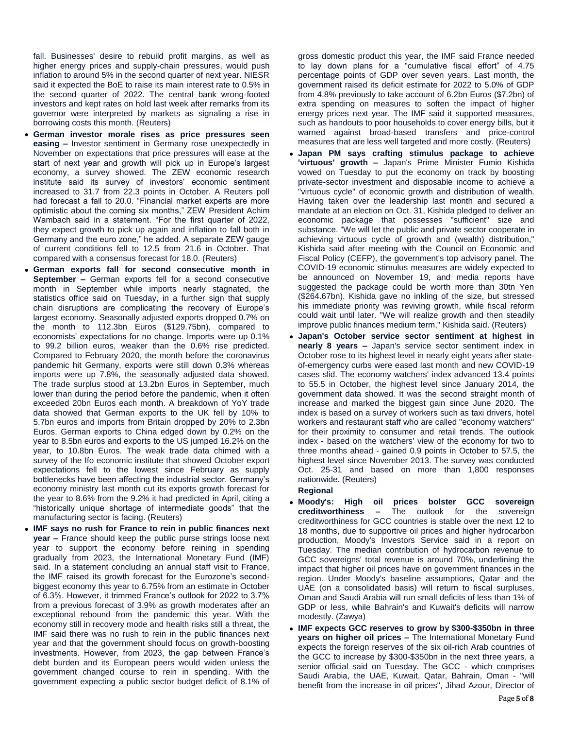fall. Businesses' desire to rebuild profit margins, as well as higher energy prices and supply-chain pressures, would push inflation to around 5% in the second quarter of next year. NIESR said it expected the BoE to raise its main interest rate to 0.5% in the second quarter of 2022. The central bank wrong-footed investors and kept rates on hold last week after remarks from its governor were interpreted by markets as signaling a rise in borrowing costs this month. (Reuters)

- **German investor morale rises as price pressures seen easing –** Investor sentiment in Germany rose unexpectedly in November on expectations that price pressures will ease at the start of next year and growth will pick up in Europe's largest economy, a survey showed. The ZEW economic research institute said its survey of investors' economic sentiment increased to 31.7 from 22.3 points in October. A Reuters poll had forecast a fall to 20.0. "Financial market experts are more optimistic about the coming six months," ZEW President Achim Wambach said in a statement. "For the first quarter of 2022, they expect growth to pick up again and inflation to fall both in Germany and the euro zone," he added. A separate ZEW gauge of current conditions fell to 12.5 from 21.6 in October. That compared with a consensus forecast for 18.0. (Reuters)
- **German exports fall for second consecutive month in September –** German exports fell for a second consecutive month in September while imports nearly stagnated, the statistics office said on Tuesday, in a further sign that supply chain disruptions are complicating the recovery of Europe's largest economy. Seasonally adjusted exports dropped 0.7% on the month to 112.3bn Euros ($129.75bn), compared to economists' expectations for no change. Imports were up 0.1% to 99.2 billion euros, weaker than the 0.6% rise predicted. Compared to February 2020, the month before the coronavirus pandemic hit Germany, exports were still down 0.3% whereas imports were up 7.8%, the seasonally adjusted data showed. The trade surplus stood at 13.2bn Euros in September, much lower than during the period before the pandemic, when it often exceeded 20bn Euros each month. A breakdown of YoY trade data showed that German exports to the UK fell by 10% to 5.7bn euros and imports from Britain dropped by 20% to 2.3bn Euros. German exports to China edged down by 0.2% on the year to 8.5bn euros and exports to the US jumped 16.2% on the year, to 10.8bn Euros. The weak trade data chimed with a survey of the Ifo economic institute that showed October export expectations fell to the lowest since February as supply bottlenecks have been affecting the industrial sector. Germany's economy ministry last month cut its exports growth forecast for the year to 8.6% from the 9.2% it had predicted in April, citing a "historically unique shortage of intermediate goods" that the manufacturing sector is facing. (Reuters)
- **IMF says no rush for France to rein in public finances next year –** France should keep the public purse strings loose next year to support the economy before reining in spending gradually from 2023, the International Monetary Fund (IMF) said. In a statement concluding an annual staff visit to France, the IMF raised its growth forecast for the Eurozone's second-biggest economy this year to 6.75% from an estimate in October of 6.3%. However, it trimmed France's outlook for 2022 to 3.7% from a previous forecast of 3.9% as growth moderates after an exceptional rebound from the pandemic this year. With the economy still in recovery mode and health risks still a threat, the IMF said there was no rush to rein in the public finances next year and that the government should focus on growth-boosting investments. However, from 2023, the gap between France's debt burden and its European peers would widen unless the government changed course to rein in spending. With the government expecting a public sector budget deficit of 8.1% of gross domestic product this year, the IMF said France needed to lay down plans for a "cumulative fiscal effort" of 4.75 percentage points of GDP over seven years. Last month, the government raised its deficit estimate for 2022 to 5.0% of GDP from 4.8% previously to take account of 6.2bn Euros ($7.2bn) of extra spending on measures to soften the impact of higher energy prices next year. The IMF said it supported measures, such as handouts to poor households to cover energy bills, but it warned against broad-based transfers and price-control measures that are less well targeted and more costly. (Reuters)
- **Japan PM says crafting stimulus package to achieve 'virtuous' growth –** Japan's Prime Minister Fumio Kishida vowed on Tuesday to put the economy on track by boosting private-sector investment and disposable income to achieve a "virtuous cycle" of economic growth and distribution of wealth. Having taken over the leadership last month and secured a mandate at an election on Oct. 31, Kishida pledged to deliver an economic package that possesses "sufficient" size and substance. "We will let the public and private sector cooperate in achieving virtuous cycle of growth and (wealth) distribution," Kishida said after meeting with the Council on Economic and Fiscal Policy (CEFP), the government's top advisory panel. The COVID-19 economic stimulus measures are widely expected to be announced on November 19, and media reports have suggested the package could be worth more than 30tn Yen ($264.67bn). Kishida gave no inkling of the size, but stressed his immediate priority was reviving growth, while fiscal reform could wait until later. "We will realize growth and then steadily improve public finances medium term," Kishida said. (Reuters)
- **Japan's October service sector sentiment at highest in nearly 8 years –** Japan's service sector sentiment index in October rose to its highest level in nearly eight years after state-of-emergency curbs were eased last month and new COVID-19 cases slid. The economy watchers' index advanced 13.4 points to 55.5 in October, the highest level since January 2014, the government data showed. It was the second straight month of increase and marked the biggest gain since June 2020. The index is based on a survey of workers such as taxi drivers, hotel workers and restaurant staff who are called "economy watchers" for their proximity to consumer and retail trends. The outlook index - based on the watchers' view of the economy for two to three months ahead - gained 0.9 points in October to 57.5, the highest level since November 2013. The survey was conducted Oct. 25-31 and based on more than 1,800 responses nationwide. (Reuters)

**Regional**

- **Moody's: High oil prices bolster GCC sovereign creditworthiness –** The outlook for the sovereign creditworthiness for GCC countries is stable over the next 12 to 18 months, due to supportive oil prices and higher hydrocarbon production, Moody's Investors Service said in a report on Tuesday. The median contribution of hydrocarbon revenue to GCC sovereigns' total revenue is around 70%, underlining the impact that higher oil prices have on government finances in the region. Under Moody's baseline assumptions, Qatar and the UAE (on a consolidated basis) will return to fiscal surpluses, Oman and Saudi Arabia will run small deficits of less than 1% of GDP or less, while Bahrain's and Kuwait's deficits will narrow modestly. (Zawya)
- **IMF expects GCC reserves to grow by $300-$350bn in three years on higher oil prices –** The International Monetary Fund expects the foreign reserves of the six oil-rich Arab countries of the GCC to increase by $300-$350bn in the next three years, a senior official said on Tuesday. The GCC - which comprises Saudi Arabia, the UAE, Kuwait, Qatar, Bahrain, Oman - "will benefit from the increase in oil prices", Jihad Azour, Director of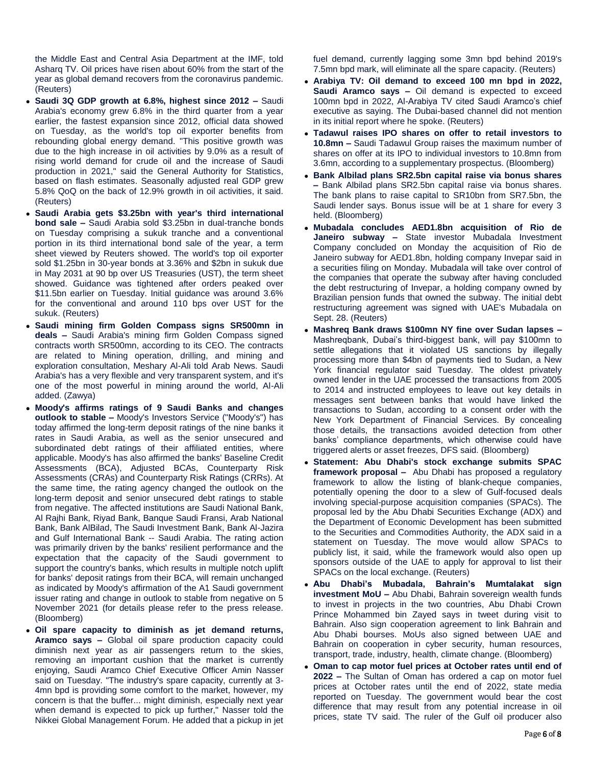the Middle East and Central Asia Department at the IMF, told Asharq TV. Oil prices have risen about 60% from the start of the year as global demand recovers from the coronavirus pandemic. (Reuters)

- **Saudi 3Q GDP growth at 6.8%, highest since 2012 –** Saudi Arabia's economy grew 6.8% in the third quarter from a year earlier, the fastest expansion since 2012, official data showed on Tuesday, as the world's top oil exporter benefits from rebounding global energy demand. "This positive growth was due to the high increase in oil activities by 9.0% as a result of rising world demand for crude oil and the increase of Saudi production in 2021," said the General Authority for Statistics, based on flash estimates. Seasonally adjusted real GDP grew 5.8% QoQ on the back of 12.9% growth in oil activities, it said. (Reuters)
- **Saudi Arabia gets $3.25bn with year's third international bond sale –** Saudi Arabia sold $3.25bn in dual-tranche bonds on Tuesday comprising a sukuk tranche and a conventional portion in its third international bond sale of the year, a term sheet viewed by Reuters showed. The world's top oil exporter sold $1.25bn in 30-year bonds at 3.36% and $2bn in sukuk due in May 2031 at 90 bp over US Treasuries (UST), the term sheet showed. Guidance was tightened after orders peaked over $11.5bn earlier on Tuesday. Initial guidance was around 3.6% for the conventional and around 110 bps over UST for the sukuk. (Reuters)
- **Saudi mining firm Golden Compass signs SR500mn in deals –** Saudi Arabia's mining firm Golden Compass signed contracts worth SR500mn, according to its CEO. The contracts are related to Mining operation, drilling, and mining and exploration consultation, Meshary Al-Ali told Arab News. Saudi Arabia's has a very flexible and very transparent system, and it's one of the most powerful in mining around the world, Al-Ali added. (Zawya)
- **Moody's affirms ratings of 9 Saudi Banks and changes outlook to stable –** Moody's Investors Service ("Moody's") has today affirmed the long-term deposit ratings of the nine banks it rates in Saudi Arabia, as well as the senior unsecured and subordinated debt ratings of their affiliated entities, where applicable. Moody's has also affirmed the banks' Baseline Credit Assessments (BCA), Adjusted BCAs, Counterparty Risk Assessments (CRAs) and Counterparty Risk Ratings (CRRs). At the same time, the rating agency changed the outlook on the long-term deposit and senior unsecured debt ratings to stable from negative. The affected institutions are Saudi National Bank, Al Rajhi Bank, Riyad Bank, Banque Saudi Fransi, Arab National Bank, Bank AlBilad, The Saudi Investment Bank, Bank Al-Jazira and Gulf International Bank -- Saudi Arabia. The rating action was primarily driven by the banks' resilient performance and the expectation that the capacity of the Saudi government to support the country's banks, which results in multiple notch uplift for banks' deposit ratings from their BCA, will remain unchanged as indicated by Moody's affirmation of the A1 Saudi government issuer rating and change in outlook to stable from negative on 5 November 2021 (for details please refer to the press release. (Bloomberg)
- **Oil spare capacity to diminish as jet demand returns, Aramco says –** Global oil spare production capacity could diminish next year as air passengers return to the skies, removing an important cushion that the market is currently enjoying, Saudi Aramco Chief Executive Officer Amin Nasser said on Tuesday. "The industry's spare capacity, currently at 3-4mn bpd is providing some comfort to the market, however, my concern is that the buffer... might diminish, especially next year when demand is expected to pick up further," Nasser told the Nikkei Global Management Forum. He added that a pickup in jet fuel demand, currently lagging some 3mn bpd behind 2019's 7.5mn bpd mark, will eliminate all the spare capacity. (Reuters)
- **Arabiya TV: Oil demand to exceed 100 mn bpd in 2022, Saudi Aramco says –** Oil demand is expected to exceed 100mn bpd in 2022, Al-Arabiya TV cited Saudi Aramco's chief executive as saying. The Dubai-based channel did not mention in its initial report where he spoke. (Reuters)
- **Tadawul raises IPO shares on offer to retail investors to 10.8mn –** Saudi Tadawul Group raises the maximum number of shares on offer at its IPO to individual investors to 10.8mn from 3.6mn, according to a supplementary prospectus. (Bloomberg)
- **Bank Albilad plans SR2.5bn capital raise via bonus shares –** Bank Albilad plans SR2.5bn capital raise via bonus shares. The bank plans to raise capital to SR10bn from SR7.5bn, the Saudi lender says. Bonus issue will be at 1 share for every 3 held. (Bloomberg)
- **Mubadala concludes AED1.8bn acquisition of Rio de Janeiro subway –** State investor Mubadala Investment Company concluded on Monday the acquisition of Rio de Janeiro subway for AED1.8bn, holding company Invepar said in a securities filing on Monday. Mubadala will take over control of the companies that operate the subway after having concluded the debt restructuring of Invepar, a holding company owned by Brazilian pension funds that owned the subway. The initial debt restructuring agreement was signed with UAE's Mubadala on Sept. 28. (Reuters)
- **Mashreq Bank draws $100mn NY fine over Sudan lapses –** Mashreqbank, Dubai's third-biggest bank, will pay $100mn to settle allegations that it violated US sanctions by illegally processing more than $4bn of payments tied to Sudan, a New York financial regulator said Tuesday. The oldest privately owned lender in the UAE processed the transactions from 2005 to 2014 and instructed employees to leave out key details in messages sent between banks that would have linked the transactions to Sudan, according to a consent order with the New York Department of Financial Services. By concealing those details, the transactions avoided detection from other banks' compliance departments, which otherwise could have triggered alerts or asset freezes, DFS said. (Bloomberg)
- **Statement: Abu Dhabi's stock exchange submits SPAC framework proposal –** Abu Dhabi has proposed a regulatory framework to allow the listing of blank-cheque companies, potentially opening the door to a slew of Gulf-focused deals involving special-purpose acquisition companies (SPACs). The proposal led by the Abu Dhabi Securities Exchange (ADX) and the Department of Economic Development has been submitted to the Securities and Commodities Authority, the ADX said in a statement on Tuesday. The move would allow SPACs to publicly list, it said, while the framework would also open up sponsors outside of the UAE to apply for approval to list their SPACs on the local exchange. (Reuters)
- **Abu Dhabi's Mubadala, Bahrain's Mumtalakat sign investment MoU –** Abu Dhabi, Bahrain sovereign wealth funds to invest in projects in the two countries, Abu Dhabi Crown Prince Mohammed bin Zayed says in tweet during visit to Bahrain. Also sign cooperation agreement to link Bahrain and Abu Dhabi bourses. MoUs also signed between UAE and Bahrain on cooperation in cyber security, human resources, transport, trade, industry, health, climate change. (Bloomberg)
- **Oman to cap motor fuel prices at October rates until end of 2022 –** The Sultan of Oman has ordered a cap on motor fuel prices at October rates until the end of 2022, state media reported on Tuesday. The government would bear the cost difference that may result from any potential increase in oil prices, state TV said. The ruler of the Gulf oil producer also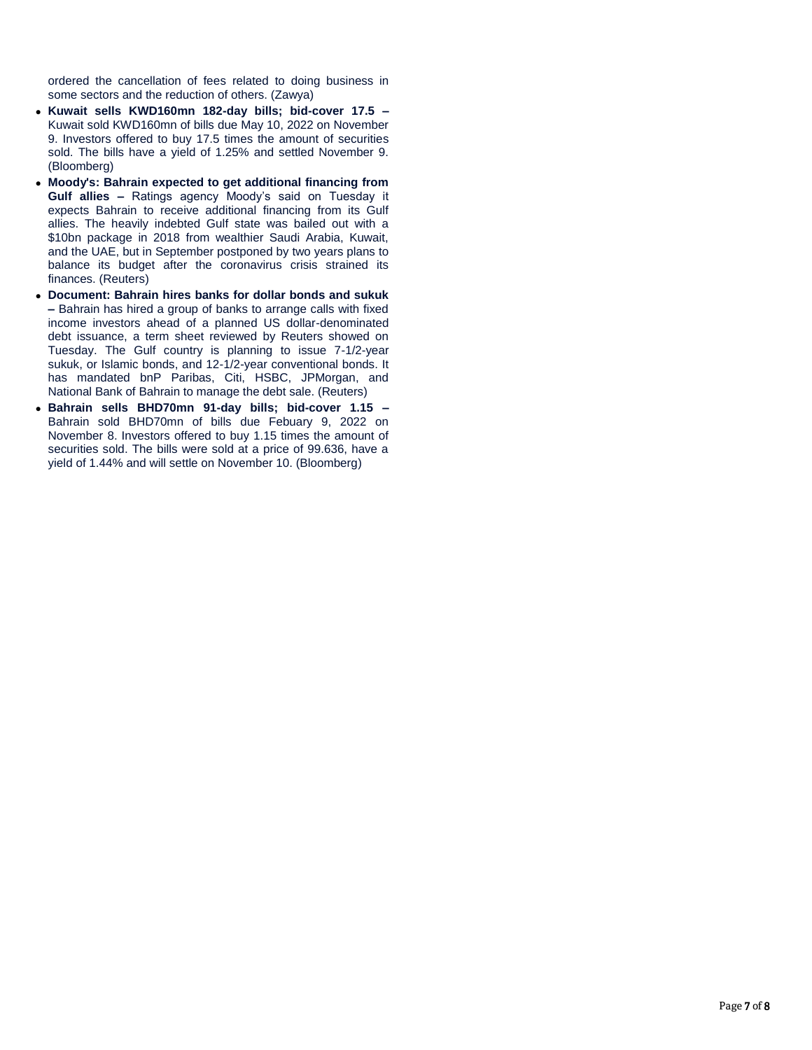ordered the cancellation of fees related to doing business in some sectors and the reduction of others. (Zawya)

- **Kuwait sells KWD160mn 182-day bills; bid-cover 17.5 –** Kuwait sold KWD160mn of bills due May 10, 2022 on November 9. Investors offered to buy 17.5 times the amount of securities sold. The bills have a yield of 1.25% and settled November 9. (Bloomberg)
- **Moody's: Bahrain expected to get additional financing from Gulf allies –** Ratings agency Moody's said on Tuesday it expects Bahrain to receive additional financing from its Gulf allies. The heavily indebted Gulf state was bailed out with a $10bn package in 2018 from wealthier Saudi Arabia, Kuwait, and the UAE, but in September postponed by two years plans to balance its budget after the coronavirus crisis strained its finances. (Reuters)
- **Document: Bahrain hires banks for dollar bonds and sukuk –** Bahrain has hired a group of banks to arrange calls with fixed income investors ahead of a planned US dollar-denominated debt issuance, a term sheet reviewed by Reuters showed on Tuesday. The Gulf country is planning to issue 7-1/2-year sukuk, or Islamic bonds, and 12-1/2-year conventional bonds. It has mandated bnP Paribas, Citi, HSBC, JPMorgan, and National Bank of Bahrain to manage the debt sale. (Reuters)
- **Bahrain sells BHD70mn 91-day bills; bid-cover 1.15 –** Bahrain sold BHD70mn of bills due Febuary 9, 2022 on November 8. Investors offered to buy 1.15 times the amount of securities sold. The bills were sold at a price of 99.636, have a yield of 1.44% and will settle on November 10. (Bloomberg)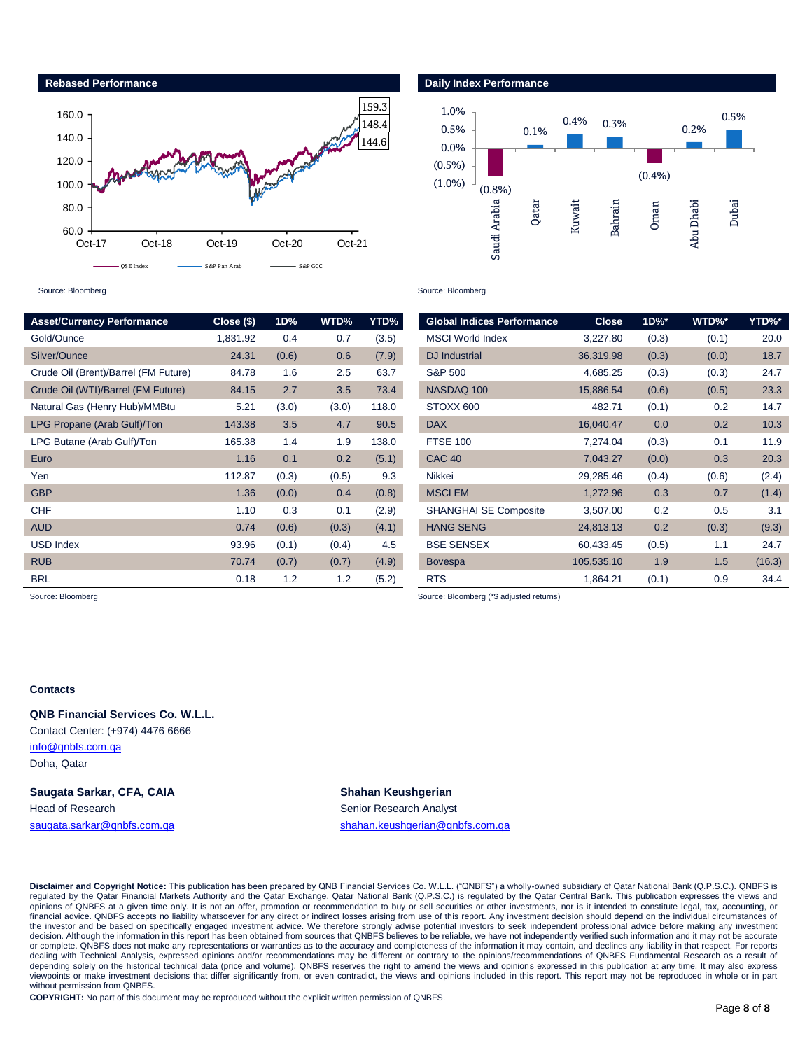**Rebased Performance**

160.0
140.0
120.0
100.0
80.0
60.0

Oct-17 Oct-18 Oct-19 Oct-20 Oct-21

159.3
148.4
144.6

QSE Index S&P Pan Arab S&P GCC

Source: Bloomberg

**Daily Index Performance**

1.0%
0.5%
0.0%
(0.5%)
(1.0%)

(0.8%) 0.1% 0.4% 0.3% (0.4%) 0.2% 0.5%

Saudi Arabia Qatar Kuwait Bahrain Oman Abu Dhabi Dubai

Source: Bloomberg

| Asset/Currency Performance | Close ($) | 1D% | WTD% | YTD% |
|---|---|---|---|---|
| Gold/Ounce | 1,831.92 | 0.4 | 0.7 | (3.5) |
| Silver/Ounce | 24.31 | (0.6) | 0.6 | (7.9) |
| Crude Oil (Brent)/Barrel (FM Future) | 84.78 | 1.6 | 2.5 | 63.7 |
| Crude Oil (WTI)/Barrel (FM Future) | 84.15 | 2.7 | 3.5 | 73.4 |
| Natural Gas (Henry Hub)/MMBtu | 5.21 | (3.0) | (3.0) | 118.0 |
| LPG Propane (Arab Gulf)/Ton | 143.38 | 3.5 | 4.7 | 90.5 |
| LPG Butane (Arab Gulf)/Ton | 165.38 | 1.4 | 1.9 | 138.0 |
| Euro | 1.16 | 0.1 | 0.2 | (5.1) |
| Yen | 112.87 | (0.3) | (0.5) | 9.3 |
| GBP | 1.36 | (0.0) | 0.4 | (0.8) |
| CHF | 1.10 | 0.3 | 0.1 | (2.9) |
| AUD | 0.74 | (0.6) | (0.3) | (4.1) |
| USD Index | 93.96 | (0.1) | (0.4) | 4.5 |
| RUB | 70.74 | (0.7) | (0.7) | (4.9) |
| BRL | 0.18 | 1.2 | 1.2 | (5.2) |

Source: Bloomberg

| Global Indices Performance | Close | 1D%* | WTD%* | YTD%* |
|---|---|---|---|---|
| MSCI World Index | 3,227.80 | (0.3) | (0.1) | 20.0 |
| DJ Industrial | 36,319.98 | (0.3) | (0.0) | 18.7 |
| S&P 500 | 4,685.25 | (0.3) | (0.3) | 24.7 |
| NASDAQ 100 | 15,886.54 | (0.6) | (0.5) | 23.3 |
| STOXX 600 | 482.71 | (0.1) | 0.2 | 14.7 |
| DAX | 16,040.47 | 0.0 | 0.2 | 10.3 |
| FTSE 100 | 7,274.04 | (0.3) | 0.1 | 11.9 |
| CAC 40 | 7,043.27 | (0.0) | 0.3 | 20.3 |
| Nikkei | 29,285.46 | (0.4) | (0.6) | (2.4) |
| MSCI EM | 1,272.96 | 0.3 | 0.7 | (1.4) |
| SHANGHAI SE Composite | 3,507.00 | 0.2 | 0.5 | 3.1 |
| HANG SENG | 24,813.13 | 0.2 | (0.3) | (9.3) |
| BSE SENSEX | 60,433.45 | (0.5) | 1.1 | 24.7 |
| Bovespa | 105,535.10 | 1.9 | 1.5 | (16.3) |
| RTS | 1,864.21 | (0.1) | 0.9 | 34.4 |

Source: Bloomberg (*$ adjusted returns)

**Contacts**

**QNB Financial Services Co. W.L.L.**
Contact Center: (+974) 4476 6666
info@qnbfs.com.qa
Doha, Qatar

**Saugata Sarkar, CFA, CAIA**
Head of Research
saugata.sarkar@qnbfs.com.qa

**Shahan Keushgerian**
Senior Research Analyst
shahan.keushgerian@qnbfs.com.qa

**Disclaimer and Copyright Notice:** This publication has been prepared by QNB Financial Services Co. W.L.L. ("QNBFS") a wholly-owned subsidiary of Qatar National Bank (Q.P.S.C.). QNBFS is regulated by the Qatar Financial Markets Authority and the Qatar Exchange. Qatar National Bank (Q.P.S.C.) is regulated by the Qatar Central Bank. This publication expresses the views and opinions of QNBFS at a given time only. It is not an offer, promotion or recommendation to buy or sell securities or other investments, nor is it intended to constitute legal, tax, accounting, or financial advice. QNBFS accepts no liability whatsoever for any direct or indirect losses arising from use of this report. Any investment decision should depend on the individual circumstances of the investor and be based on specifically engaged investment advice. We therefore strongly advise potential investors to seek independent professional advice before making any investment decision. Although the information in this report has been obtained from sources that QNBFS believes to be reliable, we have not independently verified such information and it may not be accurate or complete. QNBFS does not make any representations or warranties as to the accuracy and completeness of the information it may contain, and declines any liability in that respect. For reports dealing with Technical Analysis, expressed opinions and/or recommendations may be different or contrary to the opinions/recommendations of QNBFS Fundamental Research as a result of depending solely on the historical technical data (price and volume). QNBFS reserves the right to amend the views and opinions expressed in this publication at any time. It may also express viewpoints or make investment decisions that differ significantly from, or even contradict, the views and opinions included in this report. This report may not be reproduced in whole or in part without permission from QNBFS.

**COPYRIGHT:** No part of this document may be reproduced without the explicit written permission of QNBFS